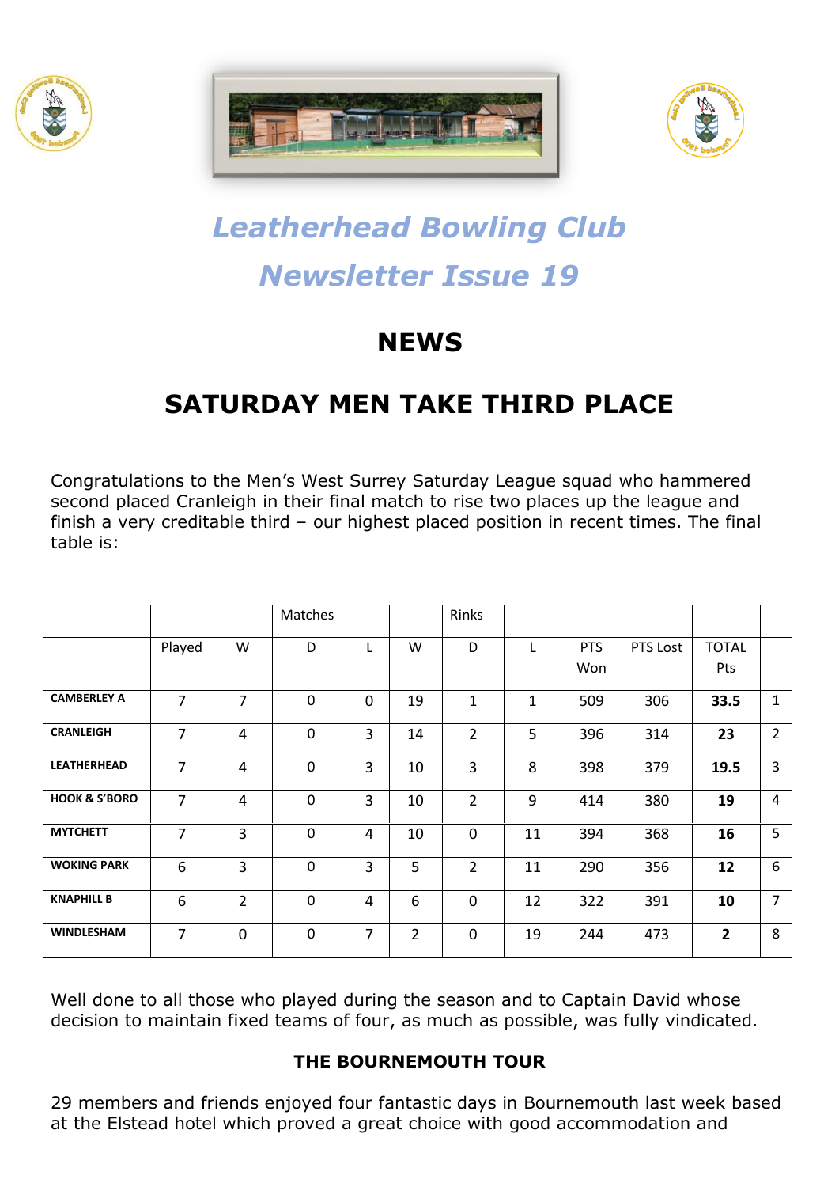# *Leatherhead Bowling Club*

# *Newsletter Issue 19*

## NEWS

## SATURDAY MEN TAKE THIRD PLACE

Congratulations to the Men's West Surrey Saturday League squad who hammered second placed Cranleigh in their final match to rise two places up the league and finish a very creditable third – our highest placed position in recent times. The final table is:

| | | | Matches | | | Rinks | | | | | |
|---|---|---|---|---|---|---|---|---|---|---|---|
| | Played | W | D | L | W | D | L | PTS Won | PTS Lost | TOTAL Pts | |
| **CAMBERLEY A** | 7 | 7 | 0 | 0 | 19 | 1 | 1 | 509 | 306 | **33.5** | 1 |
| **CRANLEIGH** | 7 | 4 | 0 | 3 | 14 | 2 | 5 | 396 | 314 | **23** | 2 |
| **LEATHERHEAD** | 7 | 4 | 0 | 3 | 10 | 3 | 8 | 398 | 379 | **19.5** | 3 |
| **HOOK & S'BORO** | 7 | 4 | 0 | 3 | 10 | 2 | 9 | 414 | 380 | **19** | 4 |
| **MYTCHETT** | 7 | 3 | 0 | 4 | 10 | 0 | 11 | 394 | 368 | **16** | 5 |
| **WOKING PARK** | 6 | 3 | 0 | 3 | 5 | 2 | 11 | 290 | 356 | **12** | 6 |
| **KNAPHILL B** | 6 | 2 | 0 | 4 | 6 | 0 | 12 | 322 | 391 | **10** | 7 |
| **WINDLESHAM** | 7 | 0 | 0 | 7 | 2 | 0 | 19 | 244 | 473 | **2** | 8 |

Well done to all those who played during the season and to Captain David whose decision to maintain fixed teams of four, as much as possible, was fully vindicated.

### THE BOURNEMOUTH TOUR

29 members and friends enjoyed four fantastic days in Bournemouth last week based at the Elstead hotel which proved a great choice with good accommodation and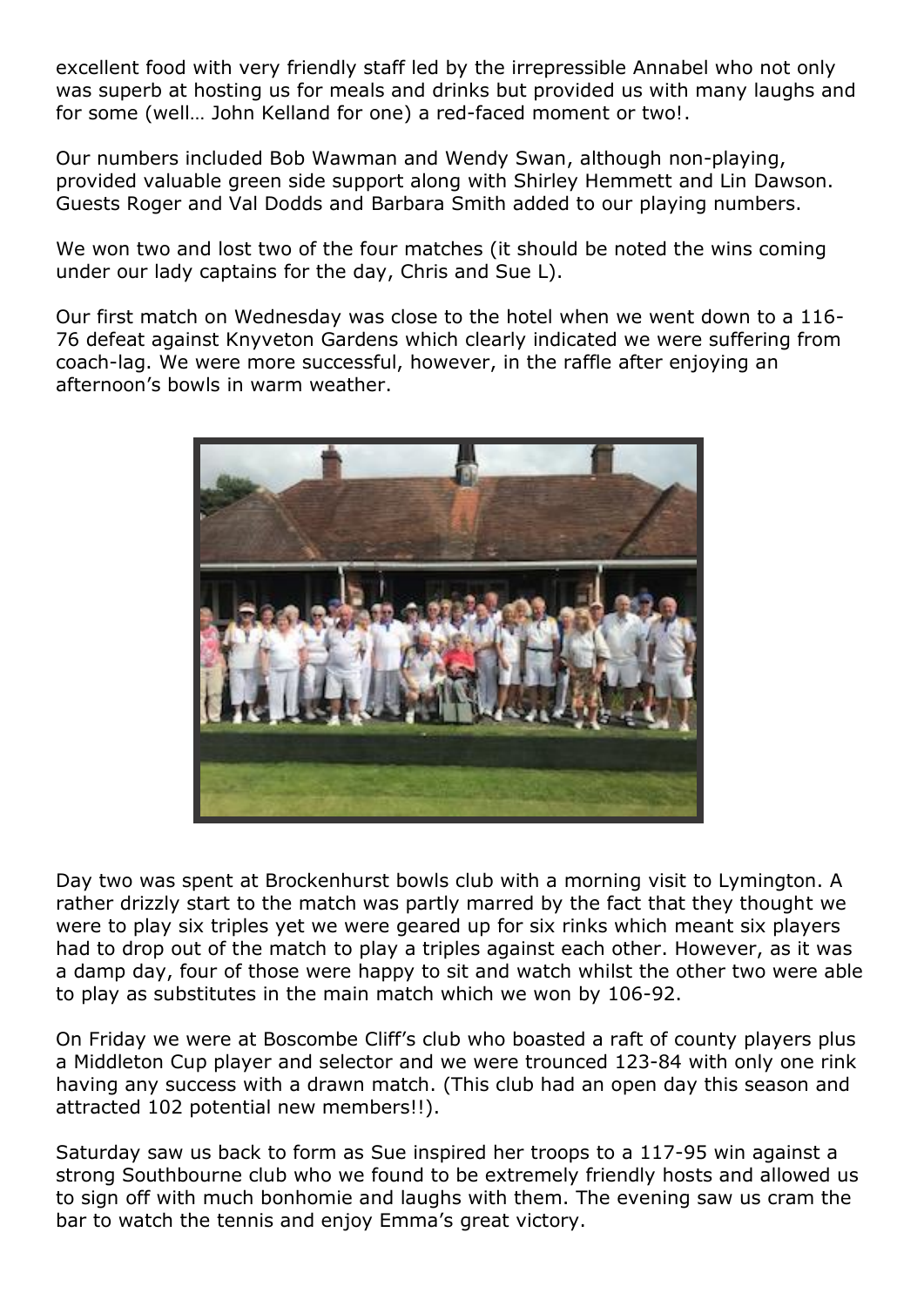excellent food with very friendly staff led by the irrepressible Annabel who not only was superb at hosting us for meals and drinks but provided us with many laughs and for some (well… John Kelland for one) a red-faced moment or two!.

Our numbers included Bob Wawman and Wendy Swan, although non-playing, provided valuable green side support along with Shirley Hemmett and Lin Dawson. Guests Roger and Val Dodds and Barbara Smith added to our playing numbers.

We won two and lost two of the four matches (it should be noted the wins coming under our lady captains for the day, Chris and Sue L).

Our first match on Wednesday was close to the hotel when we went down to a 116-76 defeat against Knyveton Gardens which clearly indicated we were suffering from coach-lag. We were more successful, however, in the raffle after enjoying an afternoon's bowls in warm weather.

Day two was spent at Brockenhurst bowls club with a morning visit to Lymington. A rather drizzly start to the match was partly marred by the fact that they thought we were to play six triples yet we were geared up for six rinks which meant six players had to drop out of the match to play a triples against each other. However, as it was a damp day, four of those were happy to sit and watch whilst the other two were able to play as substitutes in the main match which we won by 106-92.

On Friday we were at Boscombe Cliff's club who boasted a raft of county players plus a Middleton Cup player and selector and we were trounced 123-84 with only one rink having any success with a drawn match. (This club had an open day this season and attracted 102 potential new members!!).

Saturday saw us back to form as Sue inspired her troops to a 117-95 win against a strong Southbourne club who we found to be extremely friendly hosts and allowed us to sign off with much bonhomie and laughs with them. The evening saw us cram the bar to watch the tennis and enjoy Emma's great victory.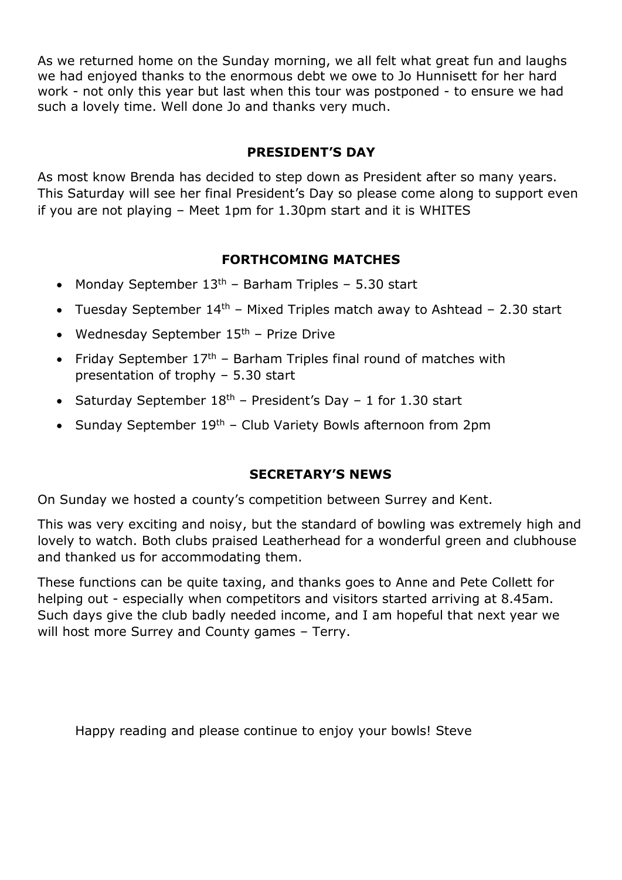As we returned home on the Sunday morning, we all felt what great fun and laughs we had enjoyed thanks to the enormous debt we owe to Jo Hunnisett for her hard work - not only this year but last when this tour was postponed - to ensure we had such a lovely time. Well done Jo and thanks very much.

## PRESIDENT'S DAY

As most know Brenda has decided to step down as President after so many years. This Saturday will see her final President's Day so please come along to support even if you are not playing – Meet 1pm for 1.30pm start and it is WHITES

## FORTHCOMING MATCHES

- Monday September 13th – Barham Triples – 5.30 start
- Tuesday September 14th – Mixed Triples match away to Ashtead – 2.30 start
- Wednesday September 15th – Prize Drive
- Friday September 17th – Barham Triples final round of matches with presentation of trophy – 5.30 start
- Saturday September 18th – President's Day – 1 for 1.30 start
- Sunday September 19th – Club Variety Bowls afternoon from 2pm

## SECRETARY'S NEWS

On Sunday we hosted a county's competition between Surrey and Kent.

This was very exciting and noisy, but the standard of bowling was extremely high and lovely to watch. Both clubs praised Leatherhead for a wonderful green and clubhouse and thanked us for accommodating them.

These functions can be quite taxing, and thanks goes to Anne and Pete Collett for helping out - especially when competitors and visitors started arriving at 8.45am. Such days give the club badly needed income, and I am hopeful that next year we will host more Surrey and County games – Terry.

Happy reading and please continue to enjoy your bowls! Steve